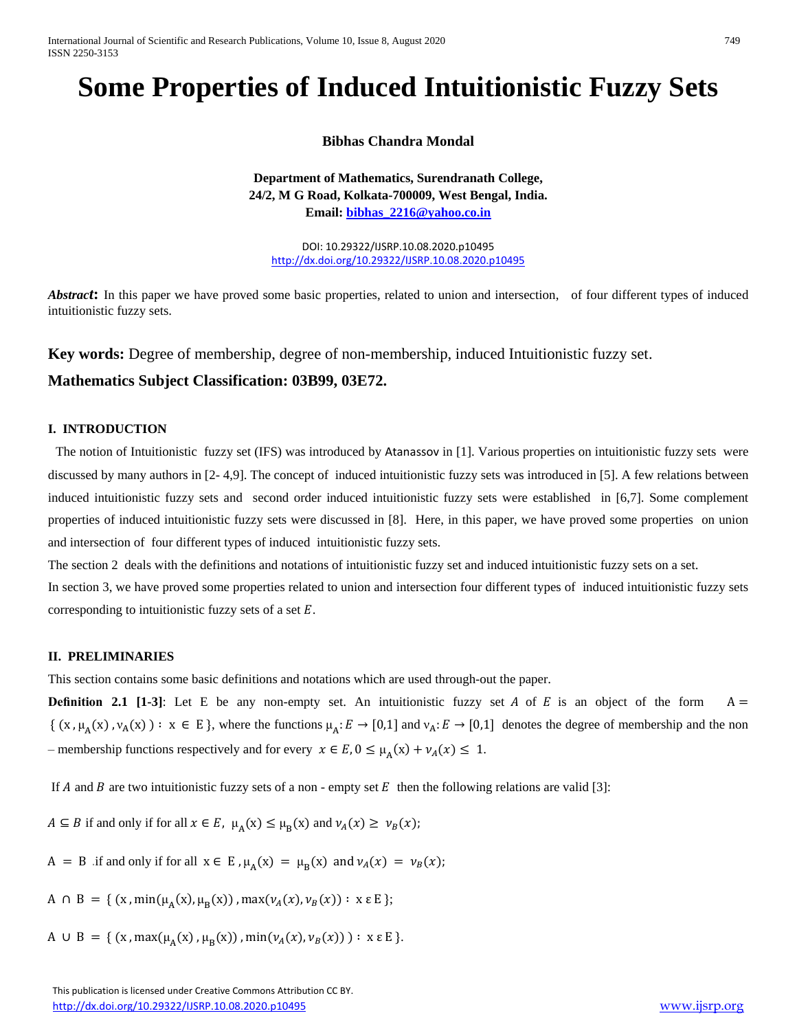# Some Properties of Induced Intuitionistic Fuzzy Sets

**Bibhas Chandra Mondal**

**Department of Mathematics, Surendranath College,**
**24/2, M G Road, Kolkata-700009, West Bengal, India.**
**Email: bibhas_2216@yahoo.co.in**

DOI: 10.29322/IJSRP.10.08.2020.p10495
http://dx.doi.org/10.29322/IJSRP.10.08.2020.p10495

***Abstract*:** In this paper we have proved some basic properties, related to union and intersection, of four different types of induced intuitionistic fuzzy sets.

**Key words:** Degree of membership, degree of non-membership, induced Intuitionistic fuzzy set.

**Mathematics Subject Classification: 03B99, 03E72.**

## I. INTRODUCTION

The notion of Intuitionistic fuzzy set (IFS) was introduced by Atanassov in [1]. Various properties on intuitionistic fuzzy sets were discussed by many authors in [2- 4,9]. The concept of induced intuitionistic fuzzy sets was introduced in [5]. A few relations between induced intuitionistic fuzzy sets and second order induced intuitionistic fuzzy sets were established in [6,7]. Some complement properties of induced intuitionistic fuzzy sets were discussed in [8]. Here, in this paper, we have proved some properties on union and intersection of four different types of induced intuitionistic fuzzy sets.

The section 2 deals with the definitions and notations of intuitionistic fuzzy set and induced intuitionistic fuzzy sets on a set.

In section 3, we have proved some properties related to union and intersection four different types of induced intuitionistic fuzzy sets corresponding to intuitionistic fuzzy sets of a set $E$.

## II. PRELIMINARIES

This section contains some basic definitions and notations which are used through-out the paper.

**Definition 2.1 [1-3]**: Let E be any non-empty set. An intuitionistic fuzzy set $A$ of $E$ is an object of the form $A = \{ (x, \mu_A(x), \nu_A(x)) : x \in E \}$, where the functions $\mu_A: E \to [0,1]$ and $\nu_A: E \to [0,1]$ denotes the degree of membership and the non – membership functions respectively and for every $x \in E, 0 \leq \mu_A(x) + \nu_A(x) \leq 1$.

If $A$ and $B$ are two intuitionistic fuzzy sets of a non - empty set $E$ then the following relations are valid [3]:

$A \subseteq B$ if and only if for all $x \in E$, $\mu_A(x) \leq \mu_B(x)$ and $\nu_A(x) \geq \nu_B(x)$;

$A = B$ .if and only if for all $x \in E$, $\mu_A(x) = \mu_B(x)$ and $\nu_A(x) = \nu_B(x)$;

$A \cap B = \{ (x, \min(\mu_A(x), \mu_B(x)), \max(\nu_A(x), \nu_B(x)) : x \,\varepsilon\, E \}$;

$A \cup B = \{ (x, \max(\mu_A(x), \mu_B(x)), \min(\nu_A(x), \nu_B(x)) ) : x \,\varepsilon\, E \}$.

This publication is licensed under Creative Commons Attribution CC BY.
http://dx.doi.org/10.29322/IJSRP.10.08.2020.p10495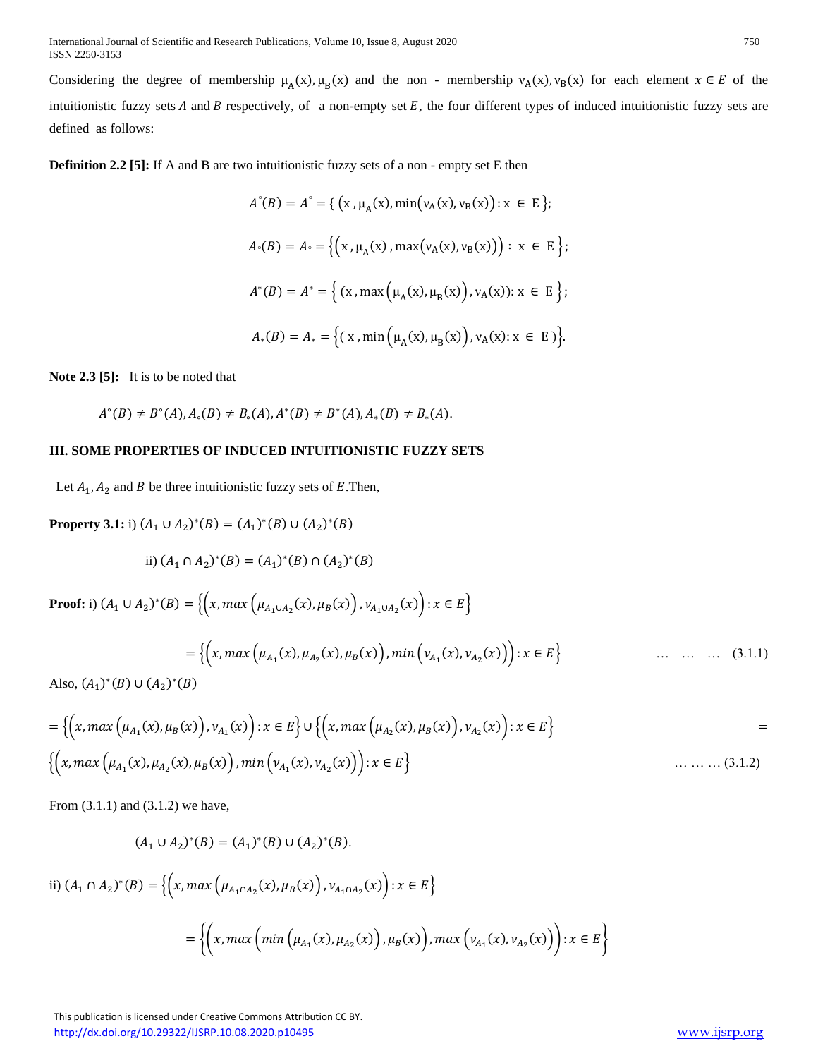Considering the degree of membership $\mu_A(x), \mu_B(x)$ and the non - membership $\nu_A(x), \nu_B(x)$ for each element $x \in E$ of the intuitionistic fuzzy sets $A$ and $B$ respectively, of a non-empty set $E$, the four different types of induced intuitionistic fuzzy sets are defined as follows:

**Definition 2.2 [5]:** If A and B are two intuitionistic fuzzy sets of a non - empty set E then

$$A^{\circ}(B) = A^{\circ} = \{ (x, \mu_A(x), \min(\nu_A(x), \nu_B(x)) : x \in E \};$$

$$A_{\circ}(B) = A_{\circ} = \left\{ \left(x, \mu_A(x), \max(\nu_A(x), \nu_B(x))\right) : x \in E \right\};$$

$$A^{*}(B) = A^{*} = \left\{ (x, \max\left(\mu_A(x), \mu_B(x)\right), \nu_A(x)) : x \in E \right\};$$

$$A_{*}(B) = A_{*} = \left\{ (x, \min\left(\mu_A(x), \mu_B(x)\right), \nu_A(x) : x \in E ) \right\}.$$

**Note 2.3 [5]:** It is to be noted that

$$A^{\circ}(B) \neq B^{\circ}(A), A_{\circ}(B) \neq B_{\circ}(A), A^{*}(B) \neq B^{*}(A), A_{*}(B) \neq B_{*}(A).$$

## III. SOME PROPERTIES OF INDUCED INTUITIONISTIC FUZZY SETS

Let $A_1, A_2$ and $B$ be three intuitionistic fuzzy sets of $E$.Then,

**Property 3.1:** i) $(A_1 \cup A_2)^{*}(B) = (A_1)^{*}(B) \cup (A_2)^{*}(B)$

ii) $(A_1 \cap A_2)^{*}(B) = (A_1)^{*}(B) \cap (A_2)^{*}(B)$

**Proof:** i) $(A_1 \cup A_2)^{*}(B) = \left\{ \left(x, max\left(\mu_{A_1 \cup A_2}(x), \mu_B(x)\right), \nu_{A_1 \cup A_2}(x)\right) : x \in E \right\}$

$$= \left\{ \left(x, max\left(\mu_{A_1}(x), \mu_{A_2}(x), \mu_B(x)\right), min\left(\nu_{A_1}(x), \nu_{A_2}(x)\right)\right) : x \in E \right\} \quad \dots \dots \dots (3.1.1)$$

Also, $(A_1)^{*}(B) \cup (A_2)^{*}(B)$

$$= \left\{ \left(x, max\left(\mu_{A_1}(x), \mu_B(x)\right), \nu_{A_1}(x)\right) : x \in E \right\} \cup \left\{ \left(x, max\left(\mu_{A_2}(x), \mu_B(x)\right), \nu_{A_2}(x)\right) : x \in E \right\} =$$

$$\left\{ \left(x, max\left(\mu_{A_1}(x), \mu_{A_2}(x), \mu_B(x)\right), min\left(\nu_{A_1}(x), \nu_{A_2}(x)\right)\right) : x \in E \right\} \quad \dots \dots \dots (3.1.2)$$

From (3.1.1) and (3.1.2) we have,

$$(A_1 \cup A_2)^{*}(B) = (A_1)^{*}(B) \cup (A_2)^{*}(B).$$

ii) $(A_1 \cap A_2)^{*}(B) = \left\{ \left(x, max\left(\mu_{A_1 \cap A_2}(x), \mu_B(x)\right), \nu_{A_1 \cap A_2}(x)\right) : x \in E \right\}$

$$= \left\{ \left(x, max\left(min\left(\mu_{A_1}(x), \mu_{A_2}(x)\right), \mu_B(x)\right), max\left(\nu_{A_1}(x), \nu_{A_2}(x)\right)\right) : x \in E \right\}$$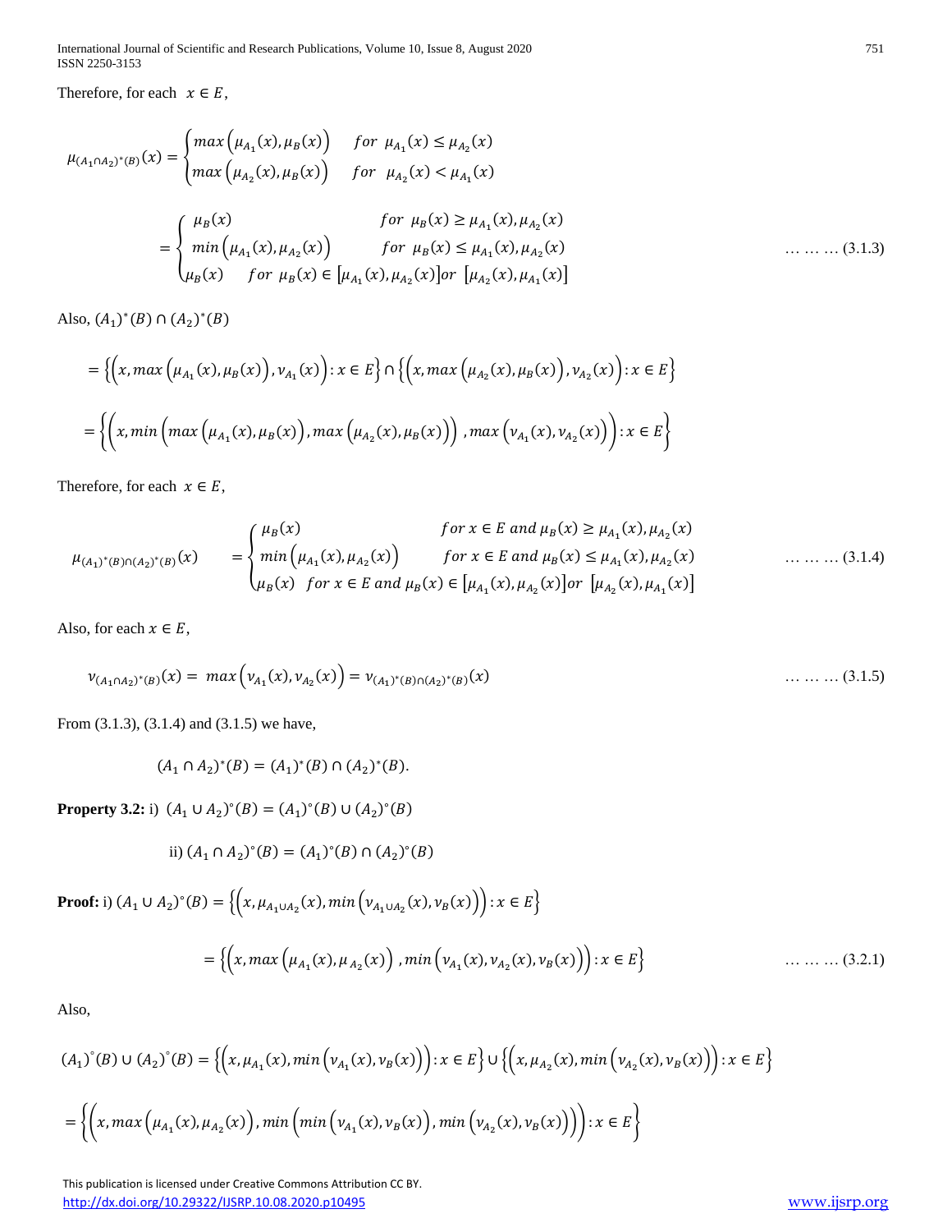Therefore, for each $x \in E$,

$$\mu_{(A_1 \cap A_2)^*(B)}(x) = \begin{cases} max\left(\mu_{A_1}(x), \mu_B(x)\right) & for \;\; \mu_{A_1}(x) \le \mu_{A_2}(x) \\ max\left(\mu_{A_2}(x), \mu_B(x)\right) & for \;\; \mu_{A_2}(x) < \mu_{A_1}(x) \end{cases}$$

$$= \begin{cases} \mu_B(x) & for \;\; \mu_B(x) \ge \mu_{A_1}(x), \mu_{A_2}(x) \\ min\left(\mu_{A_1}(x), \mu_{A_2}(x)\right) & for \;\; \mu_B(x) \le \mu_{A_1}(x), \mu_{A_2}(x) \\ \mu_B(x) \quad for \;\; \mu_B(x) \in \left[\mu_{A_1}(x), \mu_{A_2}(x)\right] or \;\; \left[\mu_{A_2}(x), \mu_{A_1}(x)\right] \end{cases} \quad \ldots\ldots\ldots (3.1.3)$$

Also, $(A_1)^*(B) \cap (A_2)^*(B)$

$$= \left\{\left(x, max\left(\mu_{A_1}(x), \mu_B(x)\right), \nu_{A_1}(x)\right) : x \in E\right\} \cap \left\{\left(x, max\left(\mu_{A_2}(x), \mu_B(x)\right), \nu_{A_2}(x)\right) : x \in E\right\}$$

$$= \left\{\left(x, min\left(max\left(\mu_{A_1}(x), \mu_B(x)\right), max\left(\mu_{A_2}(x), \mu_B(x)\right)\right), max\left(\nu_{A_1}(x), \nu_{A_2}(x)\right)\right) : x \in E\right\}$$

Therefore, for each $x \in E$,

$$\mu_{(A_1)^*(B) \cap (A_2)^*(B)}(x) = \begin{cases} \mu_B(x) & for \; x \in E \; and \; \mu_B(x) \ge \mu_{A_1}(x), \mu_{A_2}(x) \\ min\left(\mu_{A_1}(x), \mu_{A_2}(x)\right) & for \; x \in E \; and \; \mu_B(x) \le \mu_{A_1}(x), \mu_{A_2}(x) \\ \mu_B(x) \quad for \; x \in E \; and \; \mu_B(x) \in \left[\mu_{A_1}(x), \mu_{A_2}(x)\right] or \;\; \left[\mu_{A_2}(x), \mu_{A_1}(x)\right] \end{cases} \quad \ldots\ldots\ldots (3.1.4)$$

Also, for each $x \in E$,

$$\nu_{(A_1 \cap A_2)^*(B)}(x) = \; max\left(\nu_{A_1}(x), \nu_{A_2}(x)\right) = \nu_{(A_1)^*(B) \cap (A_2)^*(B)}(x) \quad \ldots\ldots\ldots (3.1.5)$$

From (3.1.3), (3.1.4) and (3.1.5) we have,

$$(A_1 \cap A_2)^*(B) = (A_1)^*(B) \cap (A_2)^*(B).$$

**Property 3.2:** i) $(A_1 \cup A_2)^\circ(B) = (A_1)^\circ(B) \cup (A_2)^\circ(B)$

ii) $(A_1 \cap A_2)^\circ(B) = (A_1)^\circ(B) \cap (A_2)^\circ(B)$

**Proof:** i) $(A_1 \cup A_2)^\circ(B) = \left\{\left(x, \mu_{A_1 \cup A_2}(x), min\left(\nu_{A_1 \cup A_2}(x), \nu_B(x)\right)\right) : x \in E\right\}$

$$= \left\{\left(x, max\left(\mu_{A_1}(x), \mu_{A_2}(x)\right), min\left(\nu_{A_1}(x), \nu_{A_2}(x), \nu_B(x)\right)\right) : x \in E\right\} \quad \ldots\ldots\ldots (3.2.1)$$

Also,

$$(A_1)^\circ(B) \cup (A_2)^\circ(B) = \left\{\left(x, \mu_{A_1}(x), min\left(\nu_{A_1}(x), \nu_B(x)\right)\right) : x \in E\right\} \cup \left\{\left(x, \mu_{A_2}(x), min\left(\nu_{A_2}(x), \nu_B(x)\right)\right) : x \in E\right\}$$

$$= \left\{\left(x, max\left(\mu_{A_1}(x), \mu_{A_2}(x)\right), min\left(min\left(\nu_{A_1}(x), \nu_B(x)\right), min\left(\nu_{A_2}(x), \nu_B(x)\right)\right)\right) : x \in E\right\}$$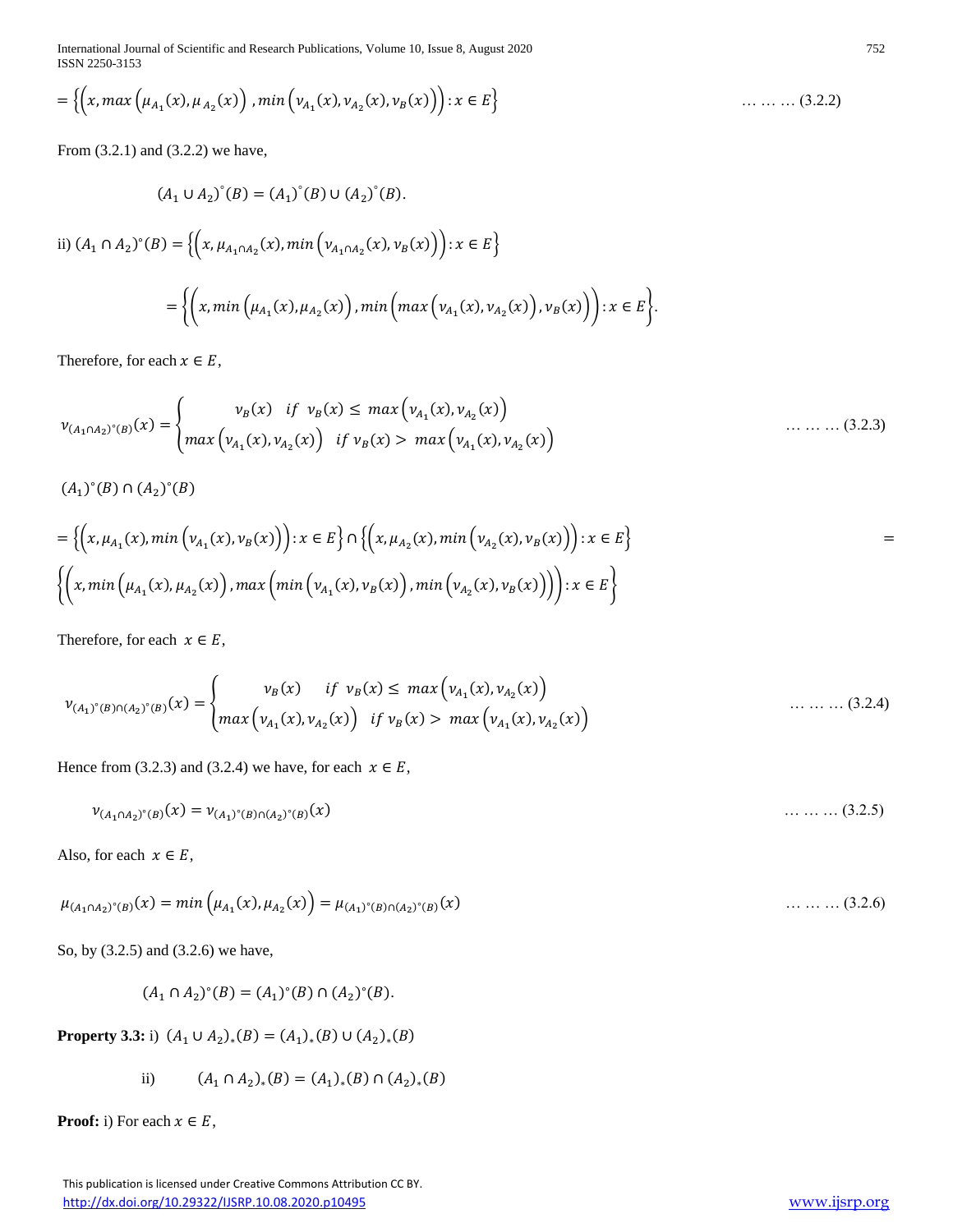$$= \left\{\left(x, max\left(\mu_{A_1}(x), \mu_{A_2}(x)\right), min\left(\nu_{A_1}(x), \nu_{A_2}(x), \nu_B(x)\right)\right) : x \in E\right\} \quad \ldots\ldots\ldots (3.2.2)$$

From (3.2.1) and (3.2.2) we have,

$$(A_1 \cup A_2)^{\circ}(B) = (A_1)^{\circ}(B) \cup (A_2)^{\circ}(B).$$

ii) $(A_1 \cap A_2)^{\circ}(B) = \left\{\left(x, \mu_{A_1 \cap A_2}(x), min\left(\nu_{A_1 \cap A_2}(x), \nu_B(x)\right)\right) : x \in E\right\}$

$$= \left\{\left(x, min\left(\mu_{A_1}(x), \mu_{A_2}(x)\right), min\left(max\left(\nu_{A_1}(x), \nu_{A_2}(x)\right), \nu_B(x)\right)\right) : x \in E\right\}.$$

Therefore, for each $x \in E$,

$$\nu_{(A_1 \cap A_2)^{\circ}(B)}(x) = \begin{cases} \nu_B(x) & if\ \nu_B(x) \leq max\left(\nu_{A_1}(x), \nu_{A_2}(x)\right) \\ max\left(\nu_{A_1}(x), \nu_{A_2}(x)\right) & if\ \nu_B(x) > max\left(\nu_{A_1}(x), \nu_{A_2}(x)\right) \end{cases} \quad \ldots\ldots\ldots (3.2.3)$$

$(A_1)^{\circ}(B) \cap (A_2)^{\circ}(B)$

$$= \left\{\left(x, \mu_{A_1}(x), min\left(\nu_{A_1}(x), \nu_B(x)\right)\right) : x \in E\right\} \cap \left\{\left(x, \mu_{A_2}(x), min\left(\nu_{A_2}(x), \nu_B(x)\right)\right) : x \in E\right\} =$$
$$\left\{\left(x, min\left(\mu_{A_1}(x), \mu_{A_2}(x)\right), max\left(min\left(\nu_{A_1}(x), \nu_B(x)\right), min\left(\nu_{A_2}(x), \nu_B(x)\right)\right)\right) : x \in E\right\}$$

Therefore, for each $x \in E$,

$$\nu_{(A_1)^{\circ}(B) \cap (A_2)^{\circ}(B)}(x) = \begin{cases} \nu_B(x) & if\ \nu_B(x) \leq max\left(\nu_{A_1}(x), \nu_{A_2}(x)\right) \\ max\left(\nu_{A_1}(x), \nu_{A_2}(x)\right) & if\ \nu_B(x) > max\left(\nu_{A_1}(x), \nu_{A_2}(x)\right) \end{cases} \quad \ldots\ldots\ldots (3.2.4)$$

Hence from (3.2.3) and (3.2.4) we have, for each $x \in E$,

$$\nu_{(A_1 \cap A_2)^{\circ}(B)}(x) = \nu_{(A_1)^{\circ}(B) \cap (A_2)^{\circ}(B)}(x) \quad \ldots\ldots\ldots (3.2.5)$$

Also, for each $x \in E$,

$$\mu_{(A_1 \cap A_2)^{\circ}(B)}(x) = min\left(\mu_{A_1}(x), \mu_{A_2}(x)\right) = \mu_{(A_1)^{\circ}(B) \cap (A_2)^{\circ}(B)}(x) \quad \ldots\ldots\ldots (3.2.6)$$

So, by (3.2.5) and (3.2.6) we have,

$$(A_1 \cap A_2)^{\circ}(B) = (A_1)^{\circ}(B) \cap (A_2)^{\circ}(B).$$

**Property 3.3:** i) $(A_1 \cup A_2)_*(B) = (A_1)_*(B) \cup (A_2)_*(B)$

ii) $(A_1 \cap A_2)_*(B) = (A_1)_*(B) \cap (A_2)_*(B)$

**Proof:** i) For each $x \in E$,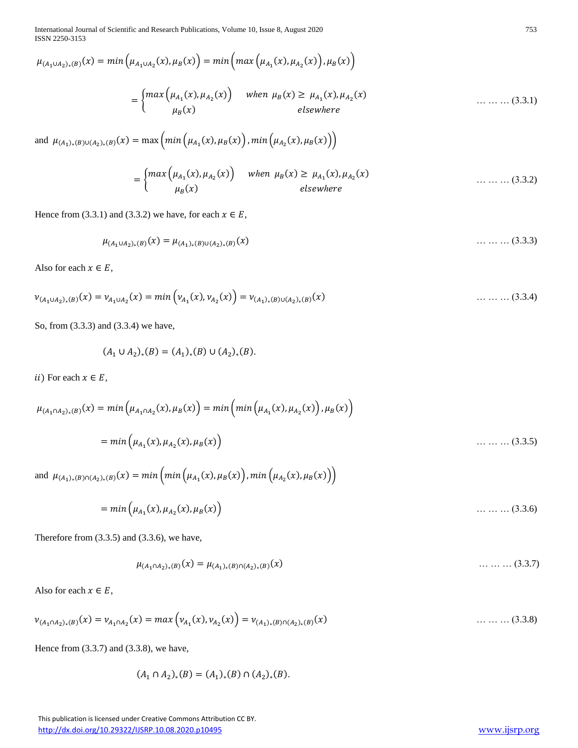$$\mu_{(A_1 \cup A_2)_*(B)}(x) = min\left(\mu_{A_1 \cup A_2}(x), \mu_B(x)\right) = min\left(max\left(\mu_{A_1}(x), \mu_{A_2}(x)\right), \mu_B(x)\right)$$

$$= \begin{cases} max\left(\mu_{A_1}(x), \mu_{A_2}(x)\right) & when \ \mu_B(x) \geq \mu_{A_1}(x), \mu_{A_2}(x) \\ \mu_B(x) & elsewhere \end{cases} \qquad \ldots\ldots\ldots (3.3.1)$$

and $\mu_{(A_1)_*(B) \cup (A_2)_*(B)}(x) = \max\left(min\left(\mu_{A_1}(x), \mu_B(x)\right), min\left(\mu_{A_2}(x), \mu_B(x)\right)\right)$

$$= \begin{cases} max\left(\mu_{A_1}(x), \mu_{A_2}(x)\right) & when \ \mu_B(x) \geq \mu_{A_1}(x), \mu_{A_2}(x) \\ \mu_B(x) & elsewhere \end{cases} \qquad \ldots\ldots\ldots (3.3.2)$$

Hence from (3.3.1) and (3.3.2) we have, for each $x \in E$,

$$\mu_{(A_1 \cup A_2)_*(B)}(x) = \mu_{(A_1)_*(B) \cup (A_2)_*(B)}(x) \qquad \ldots\ldots\ldots (3.3.3)$$

Also for each $x \in E$,

$$\nu_{(A_1 \cup A_2)_*(B)}(x) = \nu_{A_1 \cup A_2}(x) = min\left(\nu_{A_1}(x), \nu_{A_2}(x)\right) = \nu_{(A_1)_*(B) \cup (A_2)_*(B)}(x) \qquad \ldots\ldots\ldots (3.3.4)$$

So, from (3.3.3) and (3.3.4) we have,

$$(A_1 \cup A_2)_*(B) = (A_1)_*(B) \cup (A_2)_*(B).$$

$ii)$ For each $x \in E$,

$$\mu_{(A_1 \cap A_2)_*(B)}(x) = min\left(\mu_{A_1 \cap A_2}(x), \mu_B(x)\right) = min\left(min\left(\mu_{A_1}(x), \mu_{A_2}(x)\right), \mu_B(x)\right)$$

$$= min\left(\mu_{A_1}(x), \mu_{A_2}(x), \mu_B(x)\right) \qquad \ldots\ldots\ldots (3.3.5)$$

and $\mu_{(A_1)_*(B) \cap (A_2)_*(B)}(x) = min\left(min\left(\mu_{A_1}(x), \mu_B(x)\right), min\left(\mu_{A_2}(x), \mu_B(x)\right)\right)$

$$= min\left(\mu_{A_1}(x), \mu_{A_2}(x), \mu_B(x)\right) \qquad \ldots\ldots\ldots (3.3.6)$$

Therefore from (3.3.5) and (3.3.6), we have,

$$\mu_{(A_1 \cap A_2)_*(B)}(x) = \mu_{(A_1)_*(B) \cap (A_2)_*(B)}(x) \qquad \ldots\ldots\ldots (3.3.7)$$

Also for each $x \in E$,

$$\nu_{(A_1 \cap A_2)_*(B)}(x) = \nu_{A_1 \cap A_2}(x) = max\left(\nu_{A_1}(x), \nu_{A_2}(x)\right) = \nu_{(A_1)_*(B) \cap (A_2)_*(B)}(x) \qquad \ldots\ldots\ldots (3.3.8)$$

Hence from (3.3.7) and (3.3.8), we have,

$$(A_1 \cap A_2)_*(B) = (A_1)_*(B) \cap (A_2)_*(B).$$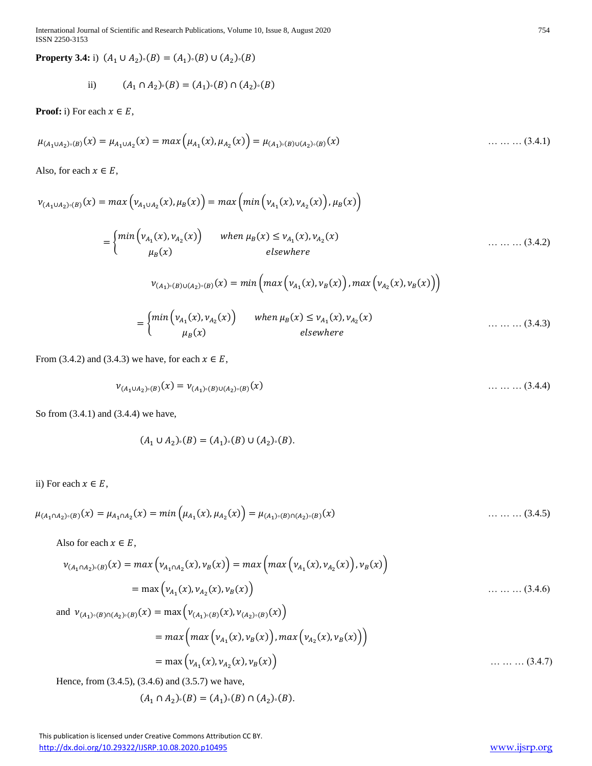**Property 3.4:** i) $(A_1 \cup A_2)_{\circ}(B) = (A_1)_{\circ}(B) \cup (A_2)_{\circ}(B)$

ii) $(A_1 \cap A_2)_{\circ}(B) = (A_1)_{\circ}(B) \cap (A_2)_{\circ}(B)$

**Proof:** i) For each $x \in E$,

$$\mu_{(A_1 \cup A_2)_{\circ}(B)}(x) = \mu_{A_1 \cup A_2}(x) = max\left(\mu_{A_1}(x), \mu_{A_2}(x)\right) = \mu_{(A_1)_{\circ}(B) \cup (A_2)_{\circ}(B)}(x) \qquad \dots\dots\dots (3.4.1)$$

Also, for each $x \in E$,

$$\nu_{(A_1 \cup A_2)_{\circ}(B)}(x) = max\left(\nu_{A_1 \cup A_2}(x), \mu_B(x)\right) = max\left(min\left(\nu_{A_1}(x), \nu_{A_2}(x)\right), \mu_B(x)\right)$$

$$= \begin{cases} min\left(\nu_{A_1}(x), \nu_{A_2}(x)\right) & when\ \mu_B(x) \leq \nu_{A_1}(x), \nu_{A_2}(x) \\ \mu_B(x) & elsewhere \end{cases} \qquad \dots\dots\dots (3.4.2)$$

$$\nu_{(A_1)_{\circ}(B) \cup (A_2)_{\circ}(B)}(x) = min\left(max\left(\nu_{A_1}(x), \nu_B(x)\right), max\left(\nu_{A_2}(x), \nu_B(x)\right)\right)$$

$$= \begin{cases} min\left(\nu_{A_1}(x), \nu_{A_2}(x)\right) & when\ \mu_B(x) \leq \nu_{A_1}(x), \nu_{A_2}(x) \\ \mu_B(x) & elsewhere \end{cases} \qquad \dots\dots\dots (3.4.3)$$

From (3.4.2) and (3.4.3) we have, for each $x \in E$,

$$\nu_{(A_1 \cup A_2)_{\circ}(B)}(x) = \nu_{(A_1)_{\circ}(B) \cup (A_2)_{\circ}(B)}(x) \qquad \dots\dots\dots (3.4.4)$$

So from (3.4.1) and (3.4.4) we have,

$$(A_1 \cup A_2)_{\circ}(B) = (A_1)_{\circ}(B) \cup (A_2)_{\circ}(B).$$

ii) For each $x \in E$,

$$\mu_{(A_1 \cap A_2)_{\circ}(B)}(x) = \mu_{A_1 \cap A_2}(x) = min\left(\mu_{A_1}(x), \mu_{A_2}(x)\right) = \mu_{(A_1)_{\circ}(B) \cap (A_2)_{\circ}(B)}(x) \qquad \dots\dots\dots (3.4.5)$$

Also for each $x \in E$,

$$\nu_{(A_1 \cap A_2)_{\circ}(B)}(x) = max\left(\nu_{A_1 \cap A_2}(x), \nu_B(x)\right) = max\left(max\left(\nu_{A_1}(x), \nu_{A_2}(x)\right), \nu_B(x)\right)$$

$$= \max\left(\nu_{A_1}(x), \nu_{A_2}(x), \nu_B(x)\right) \qquad \dots\dots\dots (3.4.6)$$

and $\nu_{(A_1)_{\circ}(B) \cap (A_2)_{\circ}(B)}(x) = \max\left(\nu_{(A_1)_{\circ}(B)}(x), \nu_{(A_2)_{\circ}(B)}(x)\right)$

$$= max\left(max\left(\nu_{A_1}(x), \nu_B(x)\right), max\left(\nu_{A_2}(x), \nu_B(x)\right)\right)$$

$$= \max\left(\nu_{A_1}(x), \nu_{A_2}(x), \nu_B(x)\right) \qquad \dots\dots\dots (3.4.7)$$

Hence, from (3.4.5), (3.4.6) and (3.5.7) we have,

$$(A_1 \cap A_2)_{\circ}(B) = (A_1)_{\circ}(B) \cap (A_2)_{\circ}(B).$$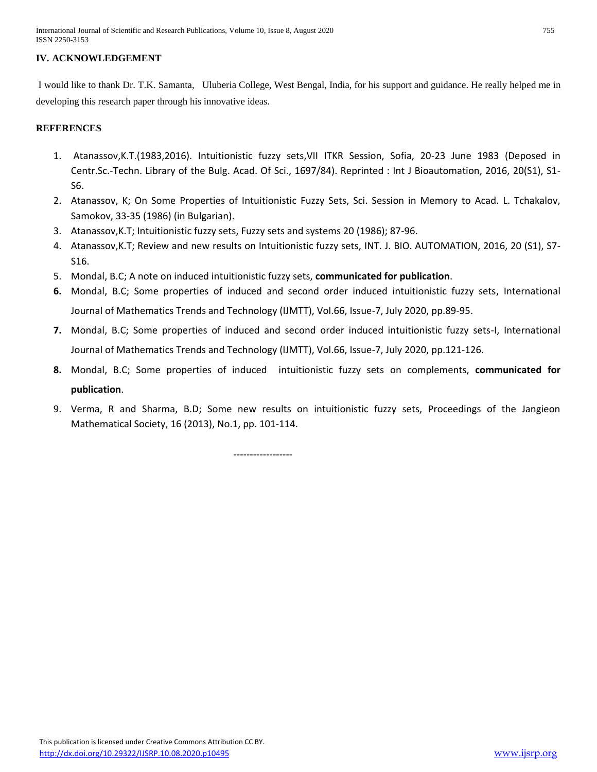## IV. ACKNOWLEDGEMENT

I would like to thank Dr. T.K. Samanta, Uluberia College, West Bengal, India, for his support and guidance. He really helped me in developing this research paper through his innovative ideas.

## REFERENCES

1. Atanassov,K.T.(1983,2016). Intuitionistic fuzzy sets,VII ITKR Session, Sofia, 20-23 June 1983 (Deposed in Centr.Sc.-Techn. Library of the Bulg. Acad. Of Sci., 1697/84). Reprinted : Int J Bioautomation, 2016, 20(S1), S1-S6.
2. Atanassov, K; On Some Properties of Intuitionistic Fuzzy Sets, Sci. Session in Memory to Acad. L. Tchakalov, Samokov, 33-35 (1986) (in Bulgarian).
3. Atanassov,K.T; Intuitionistic fuzzy sets, Fuzzy sets and systems 20 (1986); 87-96.
4. Atanassov,K.T; Review and new results on Intuitionistic fuzzy sets, INT. J. BIO. AUTOMATION, 2016, 20 (S1), S7-S16.
5. Mondal, B.C; A note on induced intuitionistic fuzzy sets, **communicated for publication**.
6. Mondal, B.C; Some properties of induced and second order induced intuitionistic fuzzy sets, International Journal of Mathematics Trends and Technology (IJMTT), Vol.66, Issue-7, July 2020, pp.89-95.
7. Mondal, B.C; Some properties of induced and second order induced intuitionistic fuzzy sets-I, International Journal of Mathematics Trends and Technology (IJMTT), Vol.66, Issue-7, July 2020, pp.121-126.
8. Mondal, B.C; Some properties of induced intuitionistic fuzzy sets on complements, **communicated for publication**.
9. Verma, R and Sharma, B.D; Some new results on intuitionistic fuzzy sets, Proceedings of the Jangieon Mathematical Society, 16 (2013), No.1, pp. 101-114.

------------------